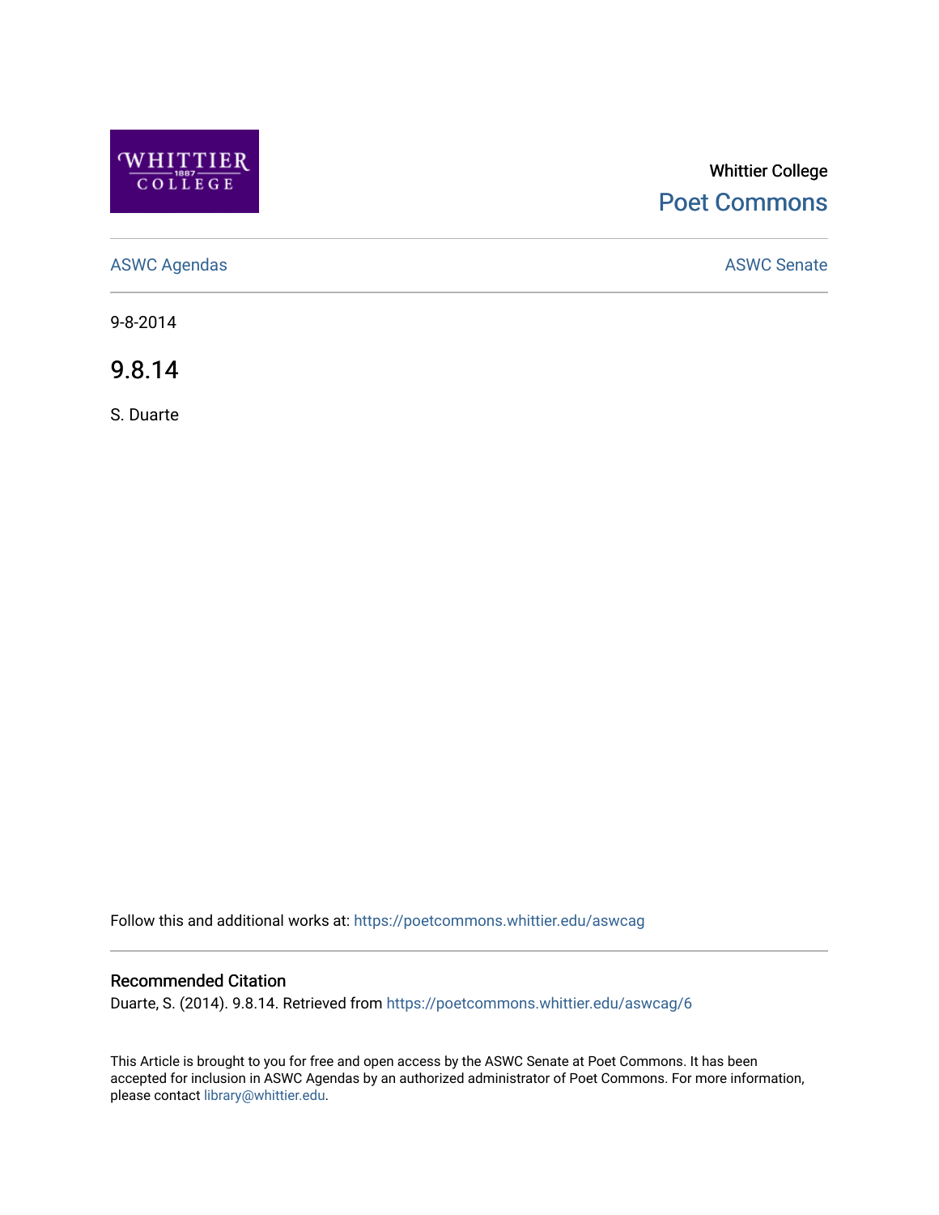Whittier College

Poet Commons

ASWC Agendas

ASWC Senate

9-8-2014

# 9.8.14

S. Duarte

Follow this and additional works at: https://poetcommons.whittier.edu/aswcag

## Recommended Citation

Duarte, S. (2014). 9.8.14. Retrieved from https://poetcommons.whittier.edu/aswcag/6

This Article is brought to you for free and open access by the ASWC Senate at Poet Commons. It has been accepted for inclusion in ASWC Agendas by an authorized administrator of Poet Commons. For more information, please contact library@whittier.edu.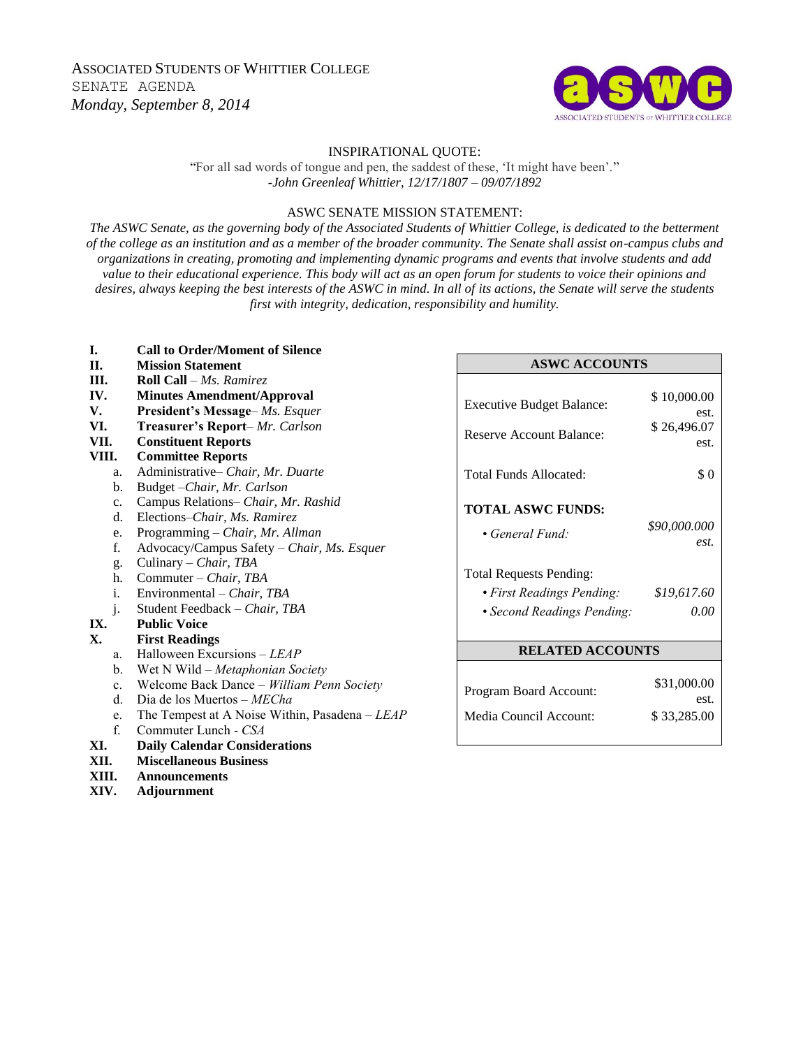ASSOCIATED STUDENTS OF WHITTIER COLLEGE
SENATE AGENDA
*Monday, September 8, 2014*

INSPIRATIONAL QUOTE:

"For all sad words of tongue and pen, the saddest of these, 'It might have been'."
*-John Greenleaf Whittier, 12/17/1807 – 09/07/1892*

ASWC SENATE MISSION STATEMENT:

*The ASWC Senate, as the governing body of the Associated Students of Whittier College, is dedicated to the betterment of the college as an institution and as a member of the broader community. The Senate shall assist on-campus clubs and organizations in creating, promoting and implementing dynamic programs and events that involve students and add value to their educational experience. This body will act as an open forum for students to voice their opinions and desires, always keeping the best interests of the ASWC in mind. In all of its actions, the Senate will serve the students first with integrity, dedication, responsibility and humility.*

- **I. Call to Order/Moment of Silence**
- **II. Mission Statement**
- **III. Roll Call** – *Ms. Ramirez*
- **IV. Minutes Amendment/Approval**
- **V. President's Message**– *Ms. Esquer*
- **VI. Treasurer's Report**– *Mr. Carlson*
- **VII. Constituent Reports**
- **VIII. Committee Reports**
  - a. Administrative– *Chair, Mr. Duarte*
  - b. Budget –*Chair, Mr. Carlson*
  - c. Campus Relations– *Chair, Mr. Rashid*
  - d. Elections–*Chair, Ms. Ramirez*
  - e. Programming – *Chair, Mr. Allman*
  - f. Advocacy/Campus Safety – *Chair, Ms. Esquer*
  - g. Culinary – *Chair, TBA*
  - h. Commuter – *Chair, TBA*
  - i. Environmental – *Chair, TBA*
  - j. Student Feedback – *Chair, TBA*
- **IX. Public Voice**
- **X. First Readings**
  - a. Halloween Excursions – *LEAP*
  - b. Wet N Wild – *Metaphonian Society*
  - c. Welcome Back Dance – *William Penn Society*
  - d. Dia de los Muertos – *MECha*
  - e. The Tempest at A Noise Within, Pasadena – *LEAP*
  - f. Commuter Lunch - *CSA*
- **XI. Daily Calendar Considerations**
- **XII. Miscellaneous Business**
- **XIII. Announcements**
- **XIV. Adjournment**

| ASWC ACCOUNTS | |
|---|---|
| Executive Budget Balance: | $ 10,000.00 est. |
| Reserve Account Balance: | $ 26,496.07 est. |
| Total Funds Allocated: | $ 0 |
| **TOTAL ASWC FUNDS:** | |
| • *General Fund:* | *$90,000.000 est.* |
| Total Requests Pending: | |
| • *First Readings Pending:* | *$19,617.60* |
| • *Second Readings Pending:* | *0.00* |
| **RELATED ACCOUNTS** | |
| Program Board Account: | $31,000.00 est. |
| Media Council Account: | $ 33,285.00 |